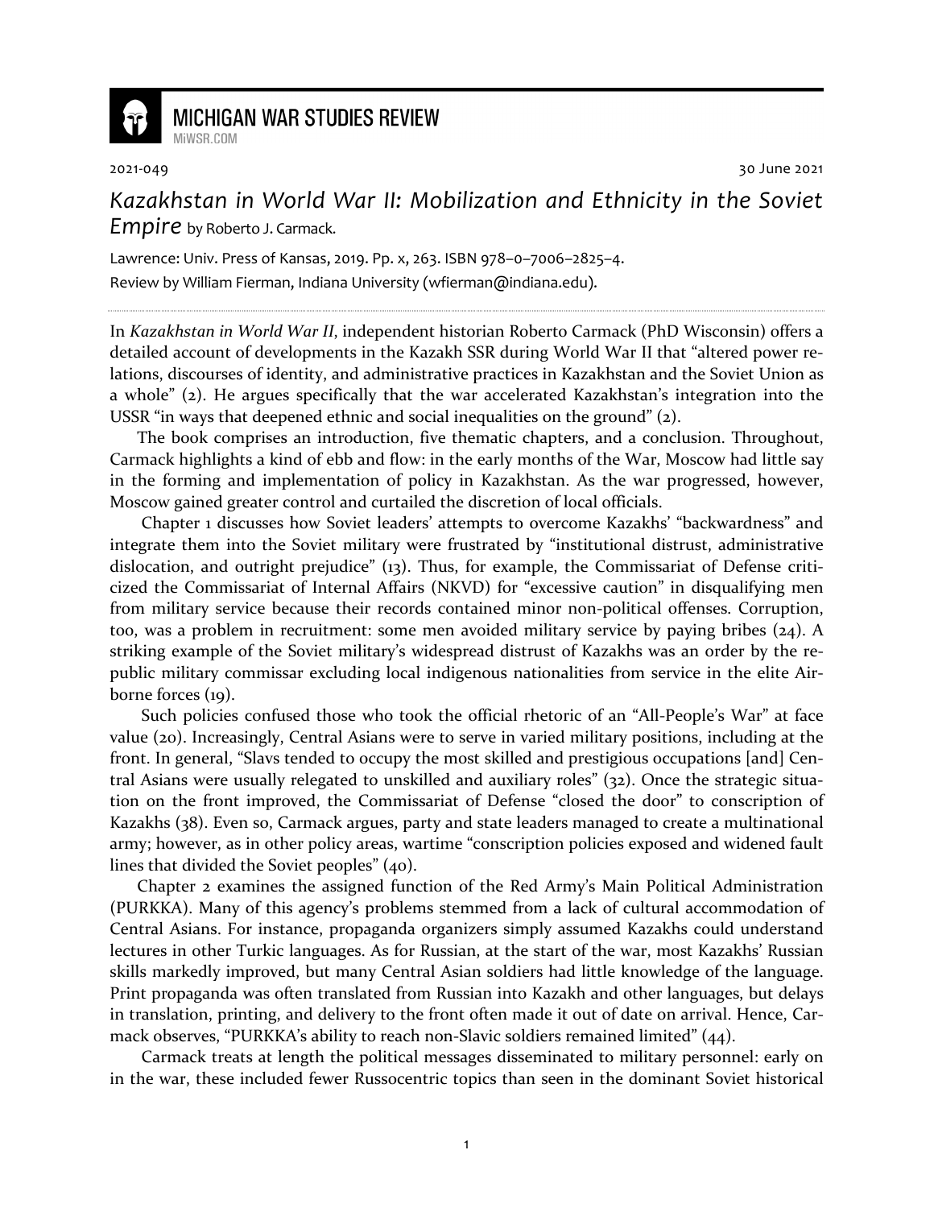MICHIGAN WAR STUDIES REVIEW
MiWSR.COM

2021-049 30 June 2021

# *Kazakhstan in World War II: Mobilization and Ethnicity in the Soviet Empire* by Roberto J. Carmack.

Lawrence: Univ. Press of Kansas, 2019. Pp. x, 263. ISBN 978–0–7006–2825–4.
Review by William Fierman, Indiana University (wfierman@indiana.edu).

---

In *Kazakhstan in World War II*, independent historian Roberto Carmack (PhD Wisconsin) offers a detailed account of developments in the Kazakh SSR during World War II that "altered power relations, discourses of identity, and administrative practices in Kazakhstan and the Soviet Union as a whole" (2). He argues specifically that the war accelerated Kazakhstan's integration into the USSR "in ways that deepened ethnic and social inequalities on the ground" (2).

The book comprises an introduction, five thematic chapters, and a conclusion. Throughout, Carmack highlights a kind of ebb and flow: in the early months of the War, Moscow had little say in the forming and implementation of policy in Kazakhstan. As the war progressed, however, Moscow gained greater control and curtailed the discretion of local officials.

Chapter 1 discusses how Soviet leaders' attempts to overcome Kazakhs' "backwardness" and integrate them into the Soviet military were frustrated by "institutional distrust, administrative dislocation, and outright prejudice" (13). Thus, for example, the Commissariat of Defense criticized the Commissariat of Internal Affairs (NKVD) for "excessive caution" in disqualifying men from military service because their records contained minor non-political offenses. Corruption, too, was a problem in recruitment: some men avoided military service by paying bribes (24). A striking example of the Soviet military's widespread distrust of Kazakhs was an order by the republic military commissar excluding local indigenous nationalities from service in the elite Airborne forces (19).

Such policies confused those who took the official rhetoric of an "All-People's War" at face value (20). Increasingly, Central Asians were to serve in varied military positions, including at the front. In general, "Slavs tended to occupy the most skilled and prestigious occupations [and] Central Asians were usually relegated to unskilled and auxiliary roles" (32). Once the strategic situation on the front improved, the Commissariat of Defense "closed the door" to conscription of Kazakhs (38). Even so, Carmack argues, party and state leaders managed to create a multinational army; however, as in other policy areas, wartime "conscription policies exposed and widened fault lines that divided the Soviet peoples" (40).

Chapter 2 examines the assigned function of the Red Army's Main Political Administration (PURKKA). Many of this agency's problems stemmed from a lack of cultural accommodation of Central Asians. For instance, propaganda organizers simply assumed Kazakhs could understand lectures in other Turkic languages. As for Russian, at the start of the war, most Kazakhs' Russian skills markedly improved, but many Central Asian soldiers had little knowledge of the language. Print propaganda was often translated from Russian into Kazakh and other languages, but delays in translation, printing, and delivery to the front often made it out of date on arrival. Hence, Carmack observes, "PURKKA's ability to reach non-Slavic soldiers remained limited" (44).

Carmack treats at length the political messages disseminated to military personnel: early on in the war, these included fewer Russocentric topics than seen in the dominant Soviet historical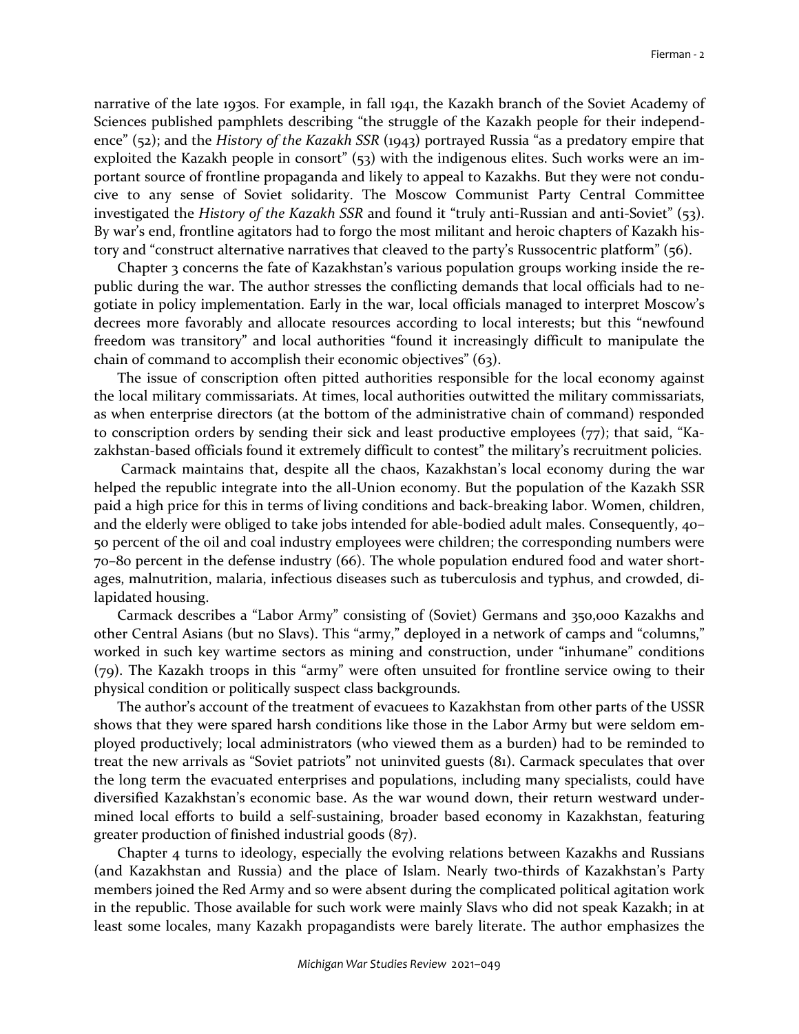narrative of the late 1930s. For example, in fall 1941, the Kazakh branch of the Soviet Academy of Sciences published pamphlets describing "the struggle of the Kazakh people for their independence" (52); and the *History of the Kazakh SSR* (1943) portrayed Russia "as a predatory empire that exploited the Kazakh people in consort" (53) with the indigenous elites. Such works were an important source of frontline propaganda and likely to appeal to Kazakhs. But they were not conducive to any sense of Soviet solidarity. The Moscow Communist Party Central Committee investigated the *History of the Kazakh SSR* and found it "truly anti-Russian and anti-Soviet" (53). By war's end, frontline agitators had to forgo the most militant and heroic chapters of Kazakh history and "construct alternative narratives that cleaved to the party's Russocentric platform" (56).

Chapter 3 concerns the fate of Kazakhstan's various population groups working inside the republic during the war. The author stresses the conflicting demands that local officials had to negotiate in policy implementation. Early in the war, local officials managed to interpret Moscow's decrees more favorably and allocate resources according to local interests; but this "newfound freedom was transitory" and local authorities "found it increasingly difficult to manipulate the chain of command to accomplish their economic objectives" (63).

The issue of conscription often pitted authorities responsible for the local economy against the local military commissariats. At times, local authorities outwitted the military commissariats, as when enterprise directors (at the bottom of the administrative chain of command) responded to conscription orders by sending their sick and least productive employees (77); that said, "Kazakhstan-based officials found it extremely difficult to contest" the military's recruitment policies.

Carmack maintains that, despite all the chaos, Kazakhstan's local economy during the war helped the republic integrate into the all-Union economy. But the population of the Kazakh SSR paid a high price for this in terms of living conditions and back-breaking labor. Women, children, and the elderly were obliged to take jobs intended for able-bodied adult males. Consequently, 40–50 percent of the oil and coal industry employees were children; the corresponding numbers were 70–80 percent in the defense industry (66). The whole population endured food and water shortages, malnutrition, malaria, infectious diseases such as tuberculosis and typhus, and crowded, dilapidated housing.

Carmack describes a "Labor Army" consisting of (Soviet) Germans and 350,000 Kazakhs and other Central Asians (but no Slavs). This "army," deployed in a network of camps and "columns," worked in such key wartime sectors as mining and construction, under "inhumane" conditions (79). The Kazakh troops in this "army" were often unsuited for frontline service owing to their physical condition or politically suspect class backgrounds.

The author's account of the treatment of evacuees to Kazakhstan from other parts of the USSR shows that they were spared harsh conditions like those in the Labor Army but were seldom employed productively; local administrators (who viewed them as a burden) had to be reminded to treat the new arrivals as "Soviet patriots" not uninvited guests (81). Carmack speculates that over the long term the evacuated enterprises and populations, including many specialists, could have diversified Kazakhstan's economic base. As the war wound down, their return westward undermined local efforts to build a self-sustaining, broader based economy in Kazakhstan, featuring greater production of finished industrial goods (87).

Chapter 4 turns to ideology, especially the evolving relations between Kazakhs and Russians (and Kazakhstan and Russia) and the place of Islam. Nearly two-thirds of Kazakhstan's Party members joined the Red Army and so were absent during the complicated political agitation work in the republic. Those available for such work were mainly Slavs who did not speak Kazakh; in at least some locales, many Kazakh propagandists were barely literate. The author emphasizes the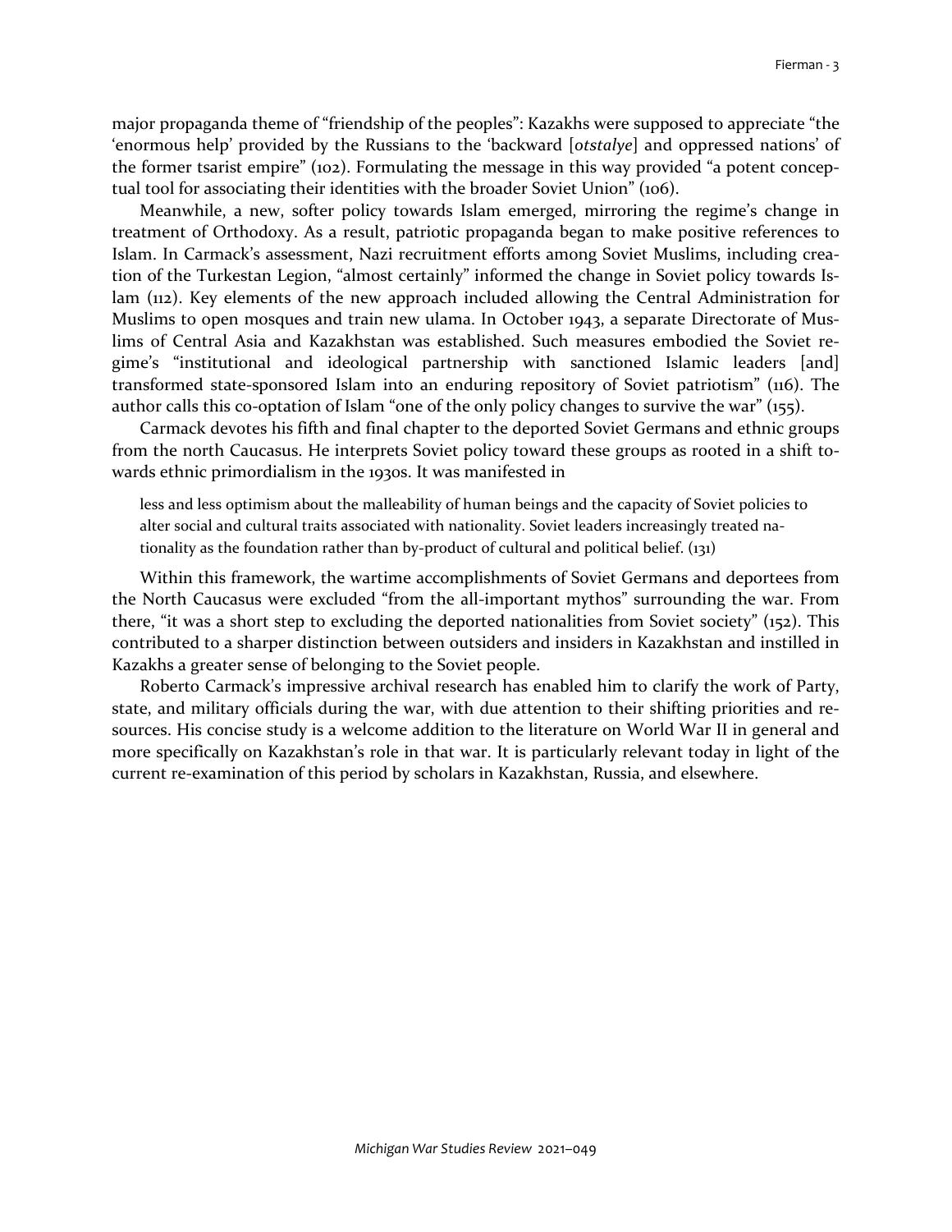major propaganda theme of "friendship of the peoples": Kazakhs were supposed to appreciate "the 'enormous help' provided by the Russians to the 'backward [*otstalye*] and oppressed nations' of the former tsarist empire" (102). Formulating the message in this way provided "a potent conceptual tool for associating their identities with the broader Soviet Union" (106).

Meanwhile, a new, softer policy towards Islam emerged, mirroring the regime's change in treatment of Orthodoxy. As a result, patriotic propaganda began to make positive references to Islam. In Carmack's assessment, Nazi recruitment efforts among Soviet Muslims, including creation of the Turkestan Legion, "almost certainly" informed the change in Soviet policy towards Islam (112). Key elements of the new approach included allowing the Central Administration for Muslims to open mosques and train new ulama. In October 1943, a separate Directorate of Muslims of Central Asia and Kazakhstan was established. Such measures embodied the Soviet regime's "institutional and ideological partnership with sanctioned Islamic leaders [and] transformed state-sponsored Islam into an enduring repository of Soviet patriotism" (116). The author calls this co-optation of Islam "one of the only policy changes to survive the war" (155).

Carmack devotes his fifth and final chapter to the deported Soviet Germans and ethnic groups from the north Caucasus. He interprets Soviet policy toward these groups as rooted in a shift towards ethnic primordialism in the 1930s. It was manifested in

> less and less optimism about the malleability of human beings and the capacity of Soviet policies to alter social and cultural traits associated with nationality. Soviet leaders increasingly treated nationality as the foundation rather than by-product of cultural and political belief. (131)

Within this framework, the wartime accomplishments of Soviet Germans and deportees from the North Caucasus were excluded "from the all-important mythos" surrounding the war. From there, "it was a short step to excluding the deported nationalities from Soviet society" (152). This contributed to a sharper distinction between outsiders and insiders in Kazakhstan and instilled in Kazakhs a greater sense of belonging to the Soviet people.

Roberto Carmack's impressive archival research has enabled him to clarify the work of Party, state, and military officials during the war, with due attention to their shifting priorities and resources. His concise study is a welcome addition to the literature on World War II in general and more specifically on Kazakhstan's role in that war. It is particularly relevant today in light of the current re-examination of this period by scholars in Kazakhstan, Russia, and elsewhere.